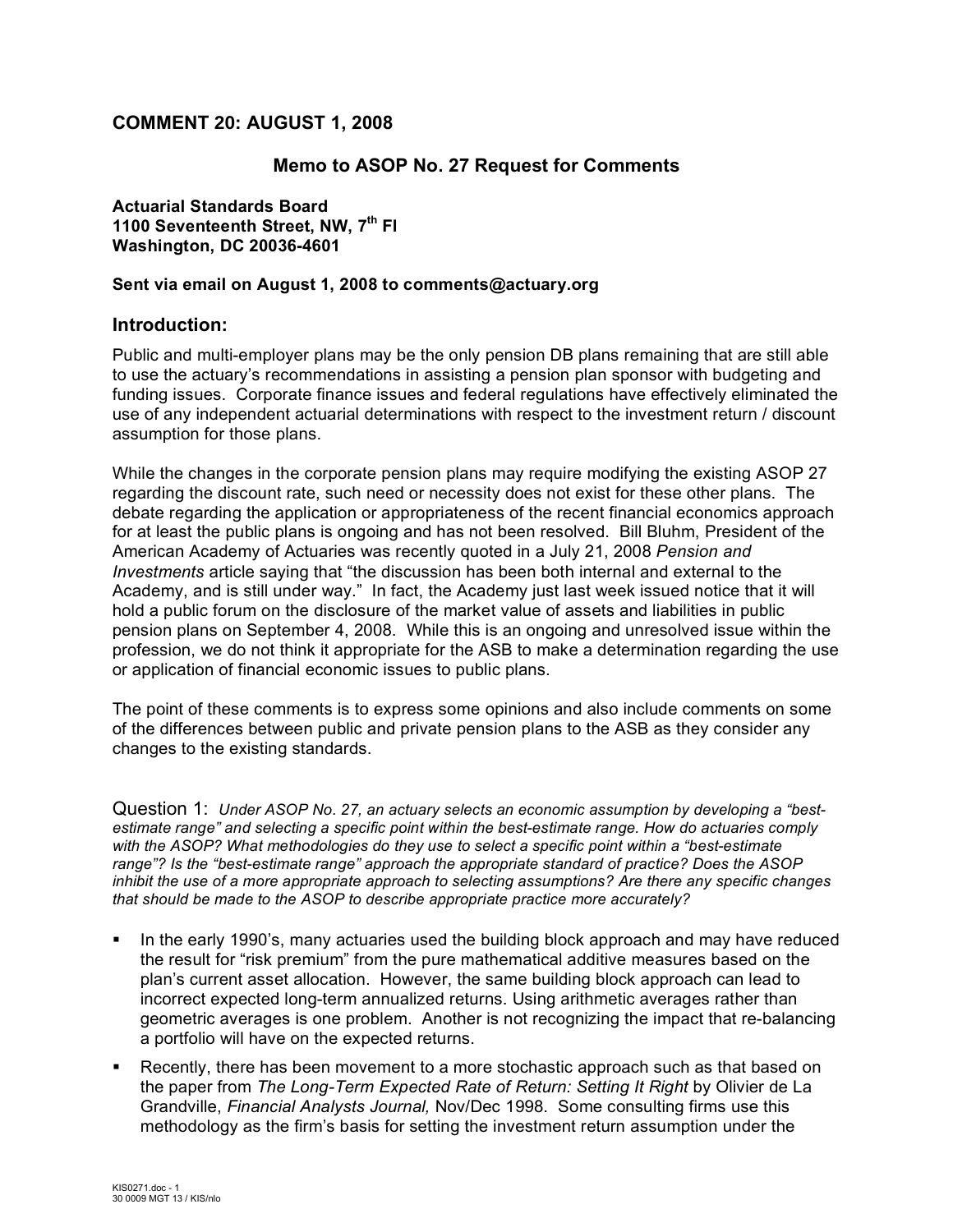## COMMENT 20: AUGUST 1, 2008

### Memo to ASOP No. 27 Request for Comments

**Actuarial Standards Board**
**1100 Seventeenth Street, NW, 7th Fl**
**Washington, DC 20036-4601**

**Sent via email on August 1, 2008 to comments@actuary.org**

## Introduction:

Public and multi-employer plans may be the only pension DB plans remaining that are still able to use the actuary's recommendations in assisting a pension plan sponsor with budgeting and funding issues. Corporate finance issues and federal regulations have effectively eliminated the use of any independent actuarial determinations with respect to the investment return / discount assumption for those plans.

While the changes in the corporate pension plans may require modifying the existing ASOP 27 regarding the discount rate, such need or necessity does not exist for these other plans. The debate regarding the application or appropriateness of the recent financial economics approach for at least the public plans is ongoing and has not been resolved. Bill Bluhm, President of the American Academy of Actuaries was recently quoted in a July 21, 2008 *Pension and Investments* article saying that "the discussion has been both internal and external to the Academy, and is still under way." In fact, the Academy just last week issued notice that it will hold a public forum on the disclosure of the market value of assets and liabilities in public pension plans on September 4, 2008. While this is an ongoing and unresolved issue within the profession, we do not think it appropriate for the ASB to make a determination regarding the use or application of financial economic issues to public plans.

The point of these comments is to express some opinions and also include comments on some of the differences between public and private pension plans to the ASB as they consider any changes to the existing standards.

Question 1: *Under ASOP No. 27, an actuary selects an economic assumption by developing a "best-estimate range" and selecting a specific point within the best-estimate range. How do actuaries comply with the ASOP? What methodologies do they use to select a specific point within a "best-estimate range"? Is the "best-estimate range" approach the appropriate standard of practice? Does the ASOP inhibit the use of a more appropriate approach to selecting assumptions? Are there any specific changes that should be made to the ASOP to describe appropriate practice more accurately?*

- In the early 1990's, many actuaries used the building block approach and may have reduced the result for "risk premium" from the pure mathematical additive measures based on the plan's current asset allocation. However, the same building block approach can lead to incorrect expected long-term annualized returns. Using arithmetic averages rather than geometric averages is one problem. Another is not recognizing the impact that re-balancing a portfolio will have on the expected returns.
- Recently, there has been movement to a more stochastic approach such as that based on the paper from *The Long-Term Expected Rate of Return: Setting It Right* by Olivier de La Grandville, *Financial Analysts Journal,* Nov/Dec 1998. Some consulting firms use this methodology as the firm's basis for setting the investment return assumption under the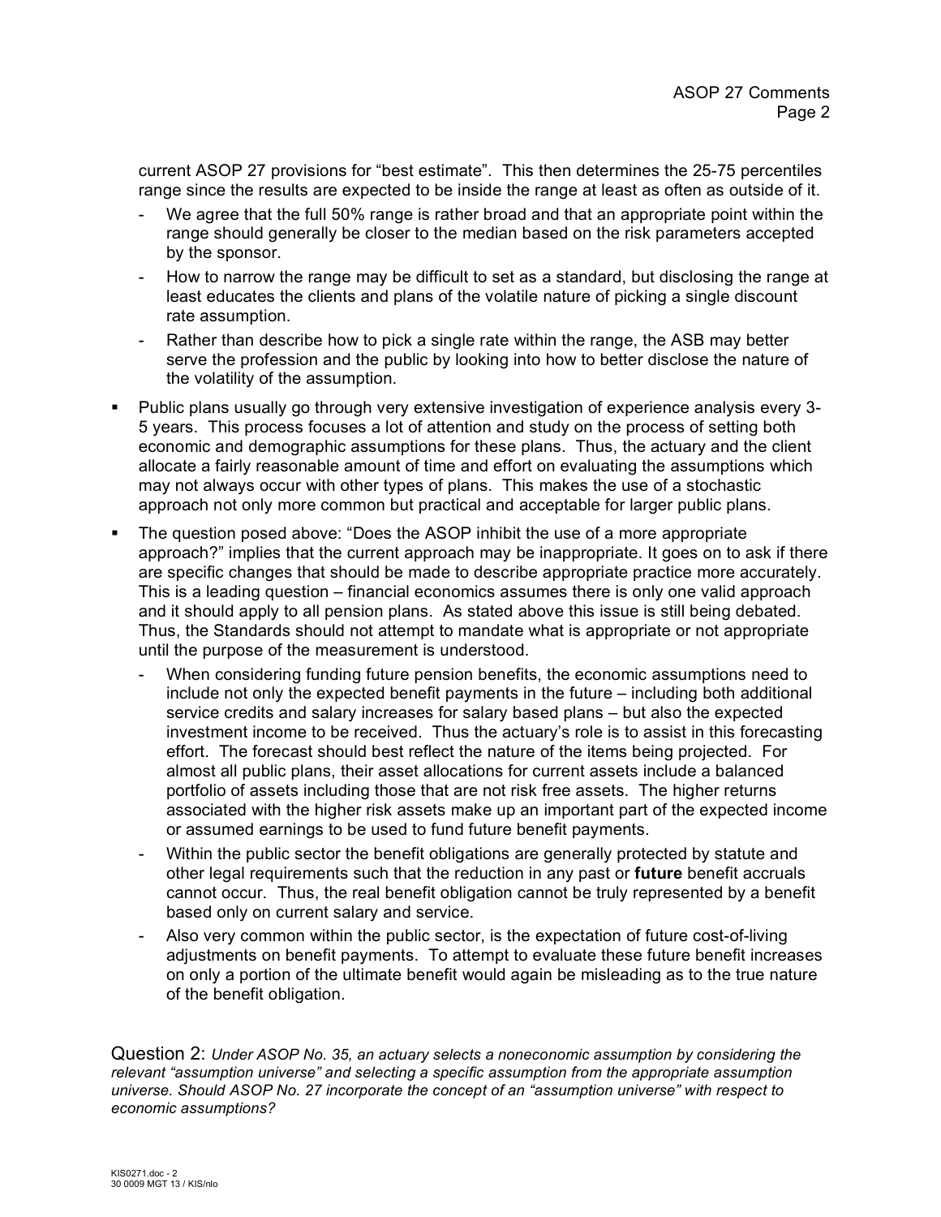current ASOP 27 provisions for "best estimate". This then determines the 25-75 percentiles range since the results are expected to be inside the range at least as often as outside of it.

  - We agree that the full 50% range is rather broad and that an appropriate point within the range should generally be closer to the median based on the risk parameters accepted by the sponsor.
  - How to narrow the range may be difficult to set as a standard, but disclosing the range at least educates the clients and plans of the volatile nature of picking a single discount rate assumption.
  - Rather than describe how to pick a single rate within the range, the ASB may better serve the profession and the public by looking into how to better disclose the nature of the volatility of the assumption.

- Public plans usually go through very extensive investigation of experience analysis every 3-5 years. This process focuses a lot of attention and study on the process of setting both economic and demographic assumptions for these plans. Thus, the actuary and the client allocate a fairly reasonable amount of time and effort on evaluating the assumptions which may not always occur with other types of plans. This makes the use of a stochastic approach not only more common but practical and acceptable for larger public plans.

- The question posed above: "Does the ASOP inhibit the use of a more appropriate approach?" implies that the current approach may be inappropriate. It goes on to ask if there are specific changes that should be made to describe appropriate practice more accurately. This is a leading question – financial economics assumes there is only one valid approach and it should apply to all pension plans. As stated above this issue is still being debated. Thus, the Standards should not attempt to mandate what is appropriate or not appropriate until the purpose of the measurement is understood.
  - When considering funding future pension benefits, the economic assumptions need to include not only the expected benefit payments in the future – including both additional service credits and salary increases for salary based plans – but also the expected investment income to be received. Thus the actuary's role is to assist in this forecasting effort. The forecast should best reflect the nature of the items being projected. For almost all public plans, their asset allocations for current assets include a balanced portfolio of assets including those that are not risk free assets. The higher returns associated with the higher risk assets make up an important part of the expected income or assumed earnings to be used to fund future benefit payments.
  - Within the public sector the benefit obligations are generally protected by statute and other legal requirements such that the reduction in any past or **future** benefit accruals cannot occur. Thus, the real benefit obligation cannot be truly represented by a benefit based only on current salary and service.
  - Also very common within the public sector, is the expectation of future cost-of-living adjustments on benefit payments. To attempt to evaluate these future benefit increases on only a portion of the ultimate benefit would again be misleading as to the true nature of the benefit obligation.

Question 2: *Under ASOP No. 35, an actuary selects a noneconomic assumption by considering the relevant "assumption universe" and selecting a specific assumption from the appropriate assumption universe. Should ASOP No. 27 incorporate the concept of an "assumption universe" with respect to economic assumptions?*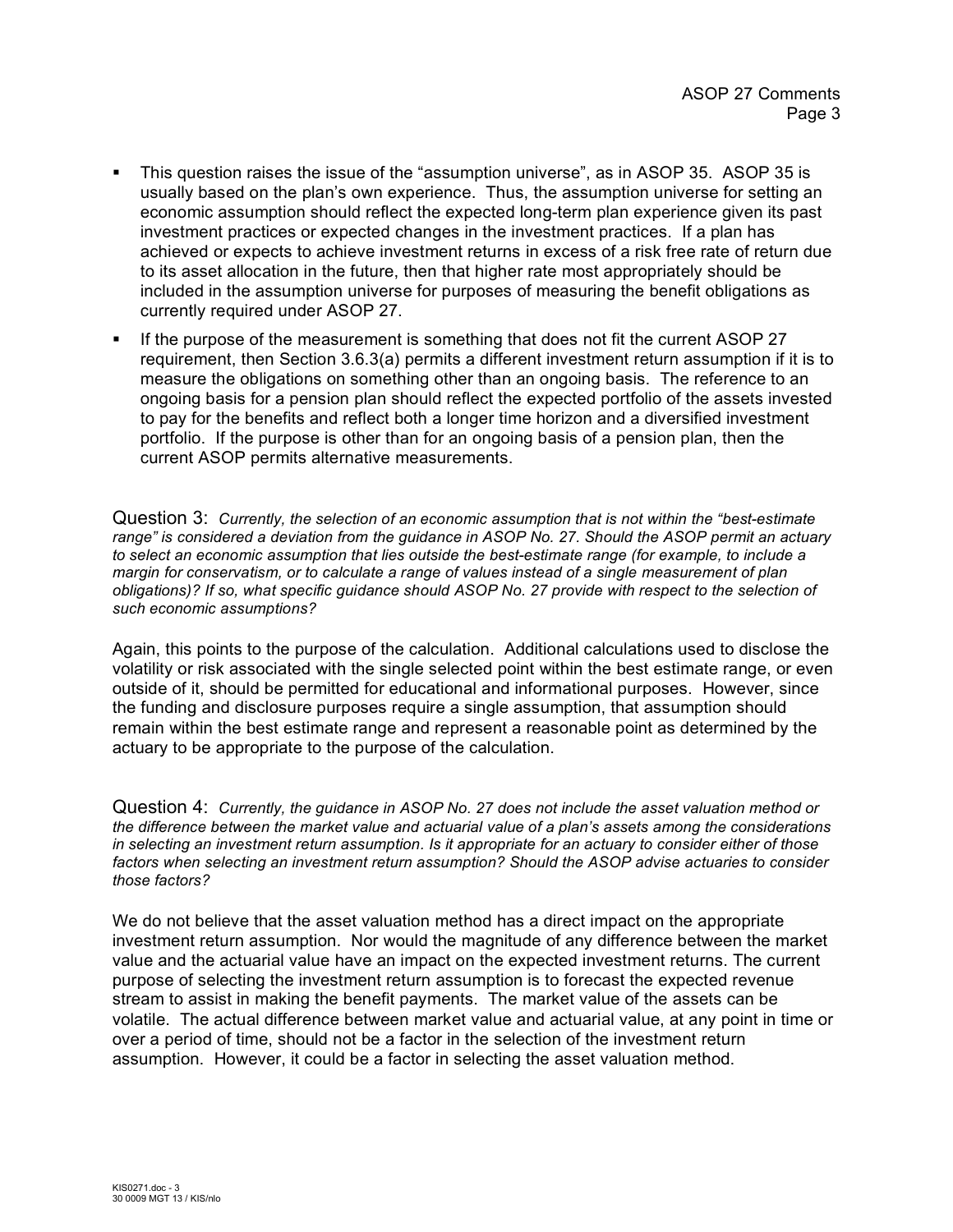- This question raises the issue of the "assumption universe", as in ASOP 35. ASOP 35 is usually based on the plan's own experience. Thus, the assumption universe for setting an economic assumption should reflect the expected long-term plan experience given its past investment practices or expected changes in the investment practices. If a plan has achieved or expects to achieve investment returns in excess of a risk free rate of return due to its asset allocation in the future, then that higher rate most appropriately should be included in the assumption universe for purposes of measuring the benefit obligations as currently required under ASOP 27.
- If the purpose of the measurement is something that does not fit the current ASOP 27 requirement, then Section 3.6.3(a) permits a different investment return assumption if it is to measure the obligations on something other than an ongoing basis. The reference to an ongoing basis for a pension plan should reflect the expected portfolio of the assets invested to pay for the benefits and reflect both a longer time horizon and a diversified investment portfolio. If the purpose is other than for an ongoing basis of a pension plan, then the current ASOP permits alternative measurements.

Question 3: *Currently, the selection of an economic assumption that is not within the "best-estimate range" is considered a deviation from the guidance in ASOP No. 27. Should the ASOP permit an actuary to select an economic assumption that lies outside the best-estimate range (for example, to include a margin for conservatism, or to calculate a range of values instead of a single measurement of plan obligations)? If so, what specific guidance should ASOP No. 27 provide with respect to the selection of such economic assumptions?*

Again, this points to the purpose of the calculation. Additional calculations used to disclose the volatility or risk associated with the single selected point within the best estimate range, or even outside of it, should be permitted for educational and informational purposes. However, since the funding and disclosure purposes require a single assumption, that assumption should remain within the best estimate range and represent a reasonable point as determined by the actuary to be appropriate to the purpose of the calculation.

Question 4: *Currently, the guidance in ASOP No. 27 does not include the asset valuation method or the difference between the market value and actuarial value of a plan's assets among the considerations in selecting an investment return assumption. Is it appropriate for an actuary to consider either of those factors when selecting an investment return assumption? Should the ASOP advise actuaries to consider those factors?*

We do not believe that the asset valuation method has a direct impact on the appropriate investment return assumption. Nor would the magnitude of any difference between the market value and the actuarial value have an impact on the expected investment returns. The current purpose of selecting the investment return assumption is to forecast the expected revenue stream to assist in making the benefit payments. The market value of the assets can be volatile. The actual difference between market value and actuarial value, at any point in time or over a period of time, should not be a factor in the selection of the investment return assumption. However, it could be a factor in selecting the asset valuation method.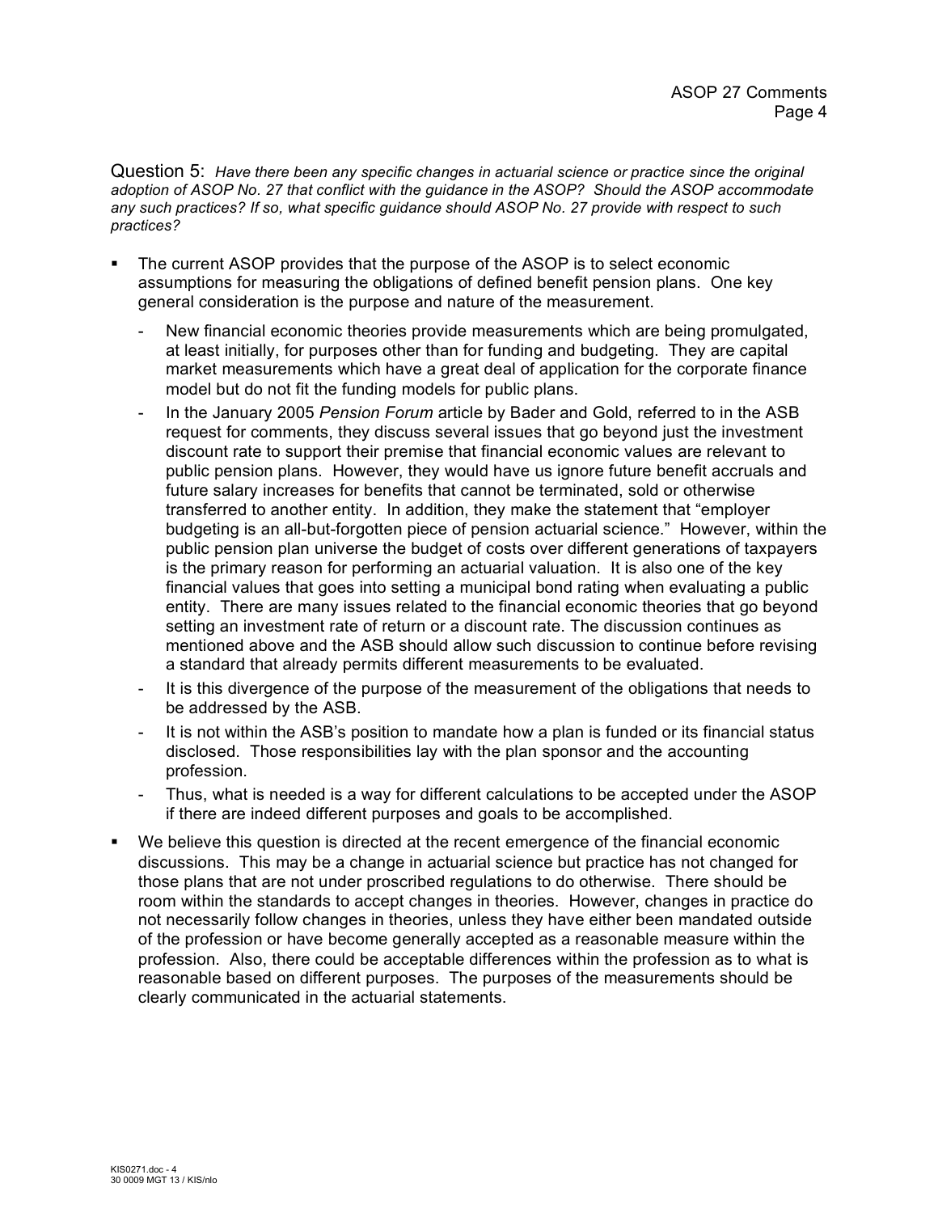Question 5: *Have there been any specific changes in actuarial science or practice since the original adoption of ASOP No. 27 that conflict with the guidance in the ASOP? Should the ASOP accommodate any such practices? If so, what specific guidance should ASOP No. 27 provide with respect to such practices?*

- The current ASOP provides that the purpose of the ASOP is to select economic assumptions for measuring the obligations of defined benefit pension plans. One key general consideration is the purpose and nature of the measurement.
  - New financial economic theories provide measurements which are being promulgated, at least initially, for purposes other than for funding and budgeting. They are capital market measurements which have a great deal of application for the corporate finance model but do not fit the funding models for public plans.
  - In the January 2005 *Pension Forum* article by Bader and Gold, referred to in the ASB request for comments, they discuss several issues that go beyond just the investment discount rate to support their premise that financial economic values are relevant to public pension plans. However, they would have us ignore future benefit accruals and future salary increases for benefits that cannot be terminated, sold or otherwise transferred to another entity. In addition, they make the statement that "employer budgeting is an all-but-forgotten piece of pension actuarial science." However, within the public pension plan universe the budget of costs over different generations of taxpayers is the primary reason for performing an actuarial valuation. It is also one of the key financial values that goes into setting a municipal bond rating when evaluating a public entity. There are many issues related to the financial economic theories that go beyond setting an investment rate of return or a discount rate. The discussion continues as mentioned above and the ASB should allow such discussion to continue before revising a standard that already permits different measurements to be evaluated.
  - It is this divergence of the purpose of the measurement of the obligations that needs to be addressed by the ASB.
  - It is not within the ASB's position to mandate how a plan is funded or its financial status disclosed. Those responsibilities lay with the plan sponsor and the accounting profession.
  - Thus, what is needed is a way for different calculations to be accepted under the ASOP if there are indeed different purposes and goals to be accomplished.
- We believe this question is directed at the recent emergence of the financial economic discussions. This may be a change in actuarial science but practice has not changed for those plans that are not under proscribed regulations to do otherwise. There should be room within the standards to accept changes in theories. However, changes in practice do not necessarily follow changes in theories, unless they have either been mandated outside of the profession or have become generally accepted as a reasonable measure within the profession. Also, there could be acceptable differences within the profession as to what is reasonable based on different purposes. The purposes of the measurements should be clearly communicated in the actuarial statements.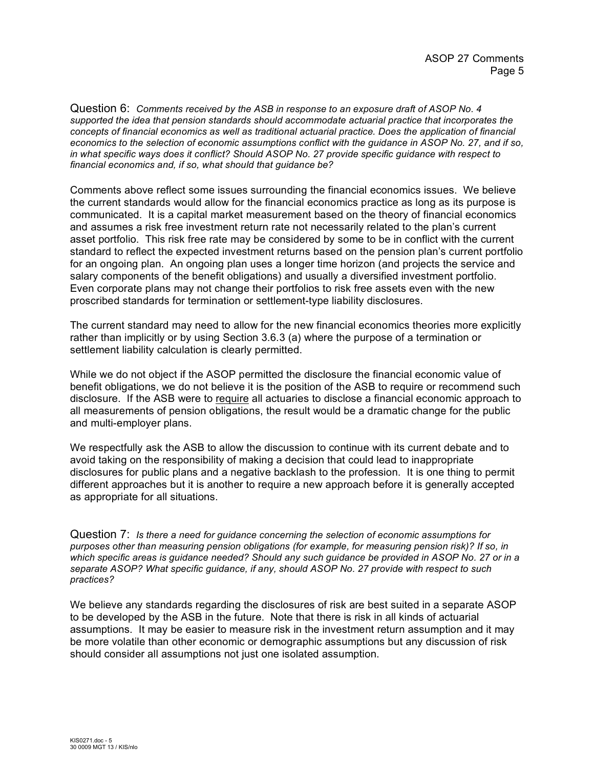Question 6: *Comments received by the ASB in response to an exposure draft of ASOP No. 4 supported the idea that pension standards should accommodate actuarial practice that incorporates the concepts of financial economics as well as traditional actuarial practice. Does the application of financial economics to the selection of economic assumptions conflict with the guidance in ASOP No. 27, and if so, in what specific ways does it conflict? Should ASOP No. 27 provide specific guidance with respect to financial economics and, if so, what should that guidance be?*

Comments above reflect some issues surrounding the financial economics issues. We believe the current standards would allow for the financial economics practice as long as its purpose is communicated. It is a capital market measurement based on the theory of financial economics and assumes a risk free investment return rate not necessarily related to the plan's current asset portfolio. This risk free rate may be considered by some to be in conflict with the current standard to reflect the expected investment returns based on the pension plan's current portfolio for an ongoing plan. An ongoing plan uses a longer time horizon (and projects the service and salary components of the benefit obligations) and usually a diversified investment portfolio. Even corporate plans may not change their portfolios to risk free assets even with the new proscribed standards for termination or settlement-type liability disclosures.

The current standard may need to allow for the new financial economics theories more explicitly rather than implicitly or by using Section 3.6.3 (a) where the purpose of a termination or settlement liability calculation is clearly permitted.

While we do not object if the ASOP permitted the disclosure the financial economic value of benefit obligations, we do not believe it is the position of the ASB to require or recommend such disclosure. If the ASB were to <u>require</u> all actuaries to disclose a financial economic approach to all measurements of pension obligations, the result would be a dramatic change for the public and multi-employer plans.

We respectfully ask the ASB to allow the discussion to continue with its current debate and to avoid taking on the responsibility of making a decision that could lead to inappropriate disclosures for public plans and a negative backlash to the profession. It is one thing to permit different approaches but it is another to require a new approach before it is generally accepted as appropriate for all situations.

Question 7: *Is there a need for guidance concerning the selection of economic assumptions for purposes other than measuring pension obligations (for example, for measuring pension risk)? If so, in which specific areas is guidance needed? Should any such guidance be provided in ASOP No. 27 or in a separate ASOP? What specific guidance, if any, should ASOP No. 27 provide with respect to such practices?*

We believe any standards regarding the disclosures of risk are best suited in a separate ASOP to be developed by the ASB in the future. Note that there is risk in all kinds of actuarial assumptions. It may be easier to measure risk in the investment return assumption and it may be more volatile than other economic or demographic assumptions but any discussion of risk should consider all assumptions not just one isolated assumption.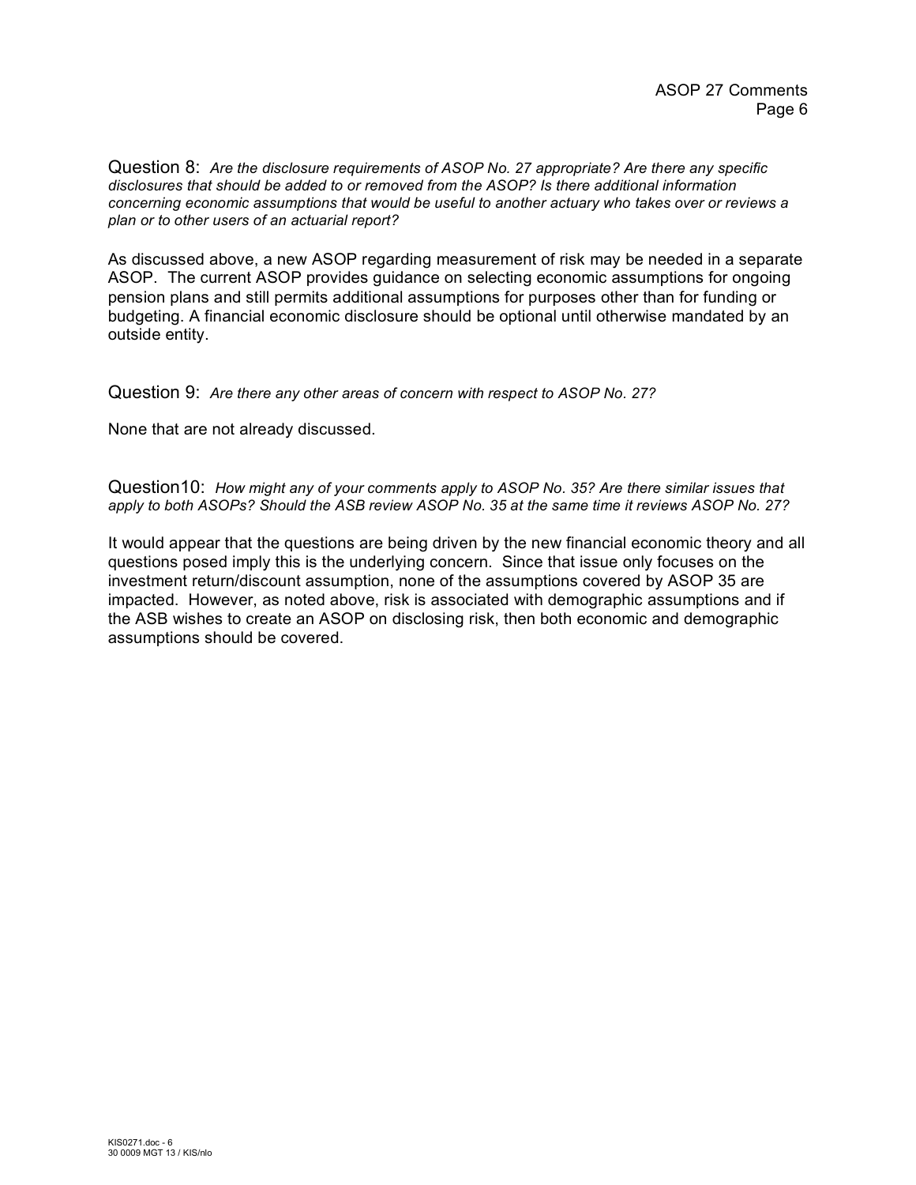Question 8: *Are the disclosure requirements of ASOP No. 27 appropriate? Are there any specific disclosures that should be added to or removed from the ASOP? Is there additional information concerning economic assumptions that would be useful to another actuary who takes over or reviews a plan or to other users of an actuarial report?*

As discussed above, a new ASOP regarding measurement of risk may be needed in a separate ASOP. The current ASOP provides guidance on selecting economic assumptions for ongoing pension plans and still permits additional assumptions for purposes other than for funding or budgeting. A financial economic disclosure should be optional until otherwise mandated by an outside entity.

Question 9: *Are there any other areas of concern with respect to ASOP No. 27?*

None that are not already discussed.

Question10: *How might any of your comments apply to ASOP No. 35? Are there similar issues that apply to both ASOPs? Should the ASB review ASOP No. 35 at the same time it reviews ASOP No. 27?*

It would appear that the questions are being driven by the new financial economic theory and all questions posed imply this is the underlying concern. Since that issue only focuses on the investment return/discount assumption, none of the assumptions covered by ASOP 35 are impacted. However, as noted above, risk is associated with demographic assumptions and if the ASB wishes to create an ASOP on disclosing risk, then both economic and demographic assumptions should be covered.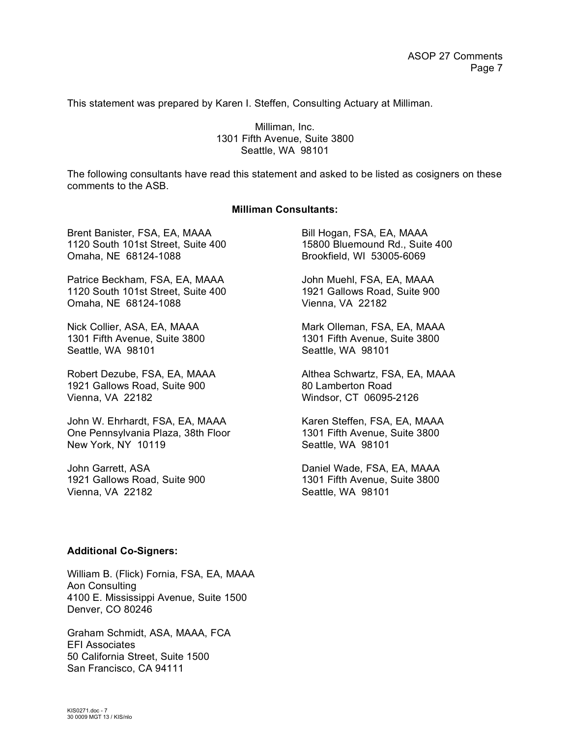This statement was prepared by Karen I. Steffen, Consulting Actuary at Milliman.

Milliman, Inc.
1301 Fifth Avenue, Suite 3800
Seattle, WA 98101

The following consultants have read this statement and asked to be listed as cosigners on these comments to the ASB.

**Milliman Consultants:**

Brent Banister, FSA, EA, MAAA
1120 South 101st Street, Suite 400
Omaha, NE 68124-1088

Patrice Beckham, FSA, EA, MAAA
1120 South 101st Street, Suite 400
Omaha, NE 68124-1088

Nick Collier, ASA, EA, MAAA
1301 Fifth Avenue, Suite 3800
Seattle, WA 98101

Robert Dezube, FSA, EA, MAAA
1921 Gallows Road, Suite 900
Vienna, VA 22182

John W. Ehrhardt, FSA, EA, MAAA
One Pennsylvania Plaza, 38th Floor
New York, NY 10119

John Garrett, ASA
1921 Gallows Road, Suite 900
Vienna, VA 22182

Bill Hogan, FSA, EA, MAAA
15800 Bluemound Rd., Suite 400
Brookfield, WI 53005-6069

John Muehl, FSA, EA, MAAA
1921 Gallows Road, Suite 900
Vienna, VA 22182

Mark Olleman, FSA, EA, MAAA
1301 Fifth Avenue, Suite 3800
Seattle, WA 98101

Althea Schwartz, FSA, EA, MAAA
80 Lamberton Road
Windsor, CT 06095-2126

Karen Steffen, FSA, EA, MAAA
1301 Fifth Avenue, Suite 3800
Seattle, WA 98101

Daniel Wade, FSA, EA, MAAA
1301 Fifth Avenue, Suite 3800
Seattle, WA 98101

**Additional Co-Signers:**

William B. (Flick) Fornia, FSA, EA, MAAA
Aon Consulting
4100 E. Mississippi Avenue, Suite 1500
Denver, CO 80246

Graham Schmidt, ASA, MAAA, FCA
EFI Associates
50 California Street, Suite 1500
San Francisco, CA 94111

KIS0271.doc - 7
30 0009 MGT 13 / KIS/nlo